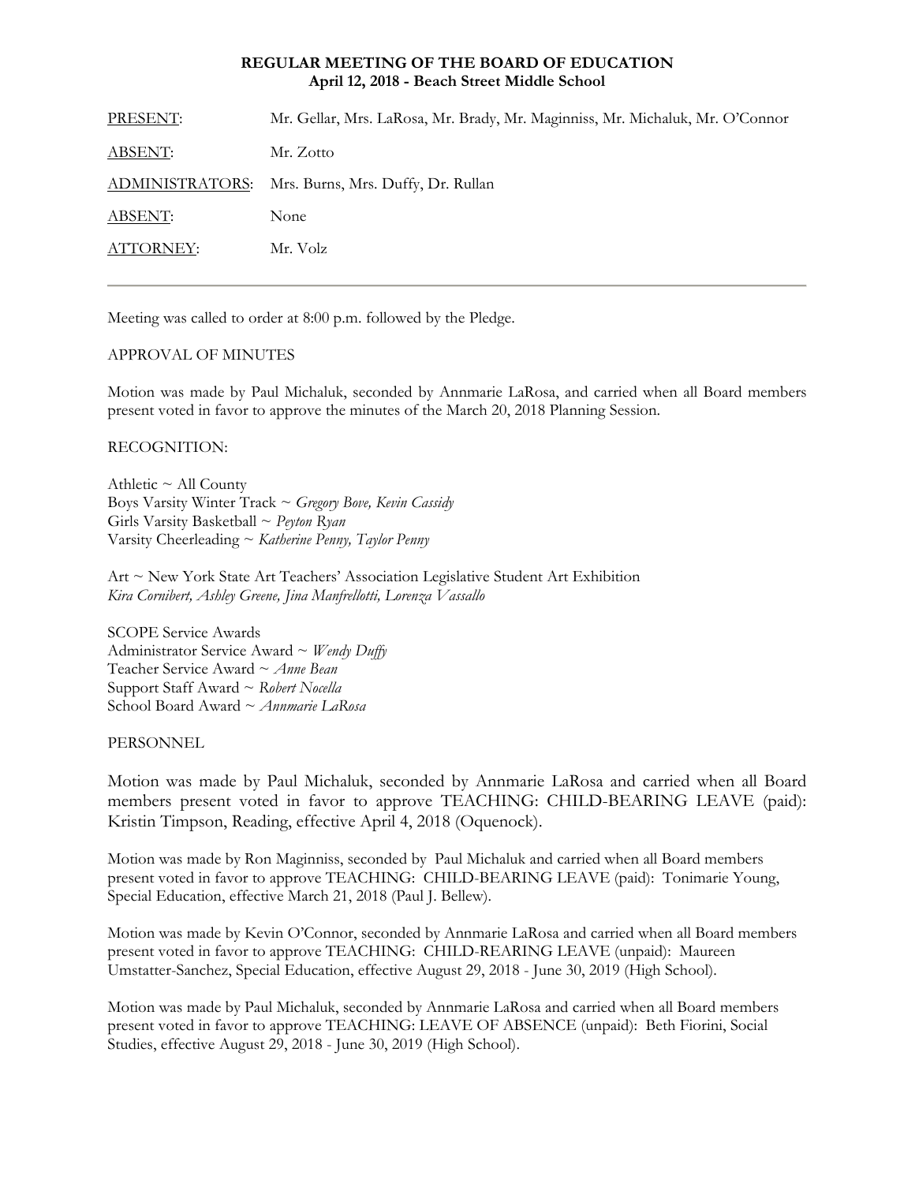**REGULAR MEETING OF THE BOARD OF EDUCATION**
**April 12, 2018 - Beach Street Middle School**

| | |
|---|---|
| PRESENT: | Mr. Gellar, Mrs. LaRosa, Mr. Brady, Mr. Maginniss, Mr. Michaluk, Mr. O'Connor |
| ABSENT: | Mr. Zotto |
| ADMINISTRATORS: | Mrs. Burns, Mrs. Duffy, Dr. Rullan |
| ABSENT: | None |
| ATTORNEY: | Mr. Volz |

---

Meeting was called to order at 8:00 p.m. followed by the Pledge.

APPROVAL OF MINUTES

Motion was made by Paul Michaluk, seconded by Annmarie LaRosa, and carried when all Board members present voted in favor to approve the minutes of the March 20, 2018 Planning Session.

RECOGNITION:

Athletic ~ All County
Boys Varsity Winter Track ~ *Gregory Bove, Kevin Cassidy*
Girls Varsity Basketball ~ *Peyton Ryan*
Varsity Cheerleading ~ *Katherine Penny, Taylor Penny*

Art ~ New York State Art Teachers' Association Legislative Student Art Exhibition
*Kira Cornibert, Ashley Greene, Jina Manfrellotti, Lorenza Vassallo*

SCOPE Service Awards
Administrator Service Award ~ *Wendy Duffy*
Teacher Service Award ~ *Anne Bean*
Support Staff Award ~ *Robert Nocella*
School Board Award ~ *Annmarie LaRosa*

PERSONNEL

Motion was made by Paul Michaluk, seconded by Annmarie LaRosa and carried when all Board members present voted in favor to approve TEACHING: CHILD-BEARING LEAVE (paid): Kristin Timpson, Reading, effective April 4, 2018 (Oquenock).

Motion was made by Ron Maginniss, seconded by Paul Michaluk and carried when all Board members present voted in favor to approve TEACHING: CHILD-BEARING LEAVE (paid): Tonimarie Young, Special Education, effective March 21, 2018 (Paul J. Bellew).

Motion was made by Kevin O'Connor, seconded by Annmarie LaRosa and carried when all Board members present voted in favor to approve TEACHING: CHILD-REARING LEAVE (unpaid): Maureen Umstatter-Sanchez, Special Education, effective August 29, 2018 - June 30, 2019 (High School).

Motion was made by Paul Michaluk, seconded by Annmarie LaRosa and carried when all Board members present voted in favor to approve TEACHING: LEAVE OF ABSENCE (unpaid): Beth Fiorini, Social Studies, effective August 29, 2018 - June 30, 2019 (High School).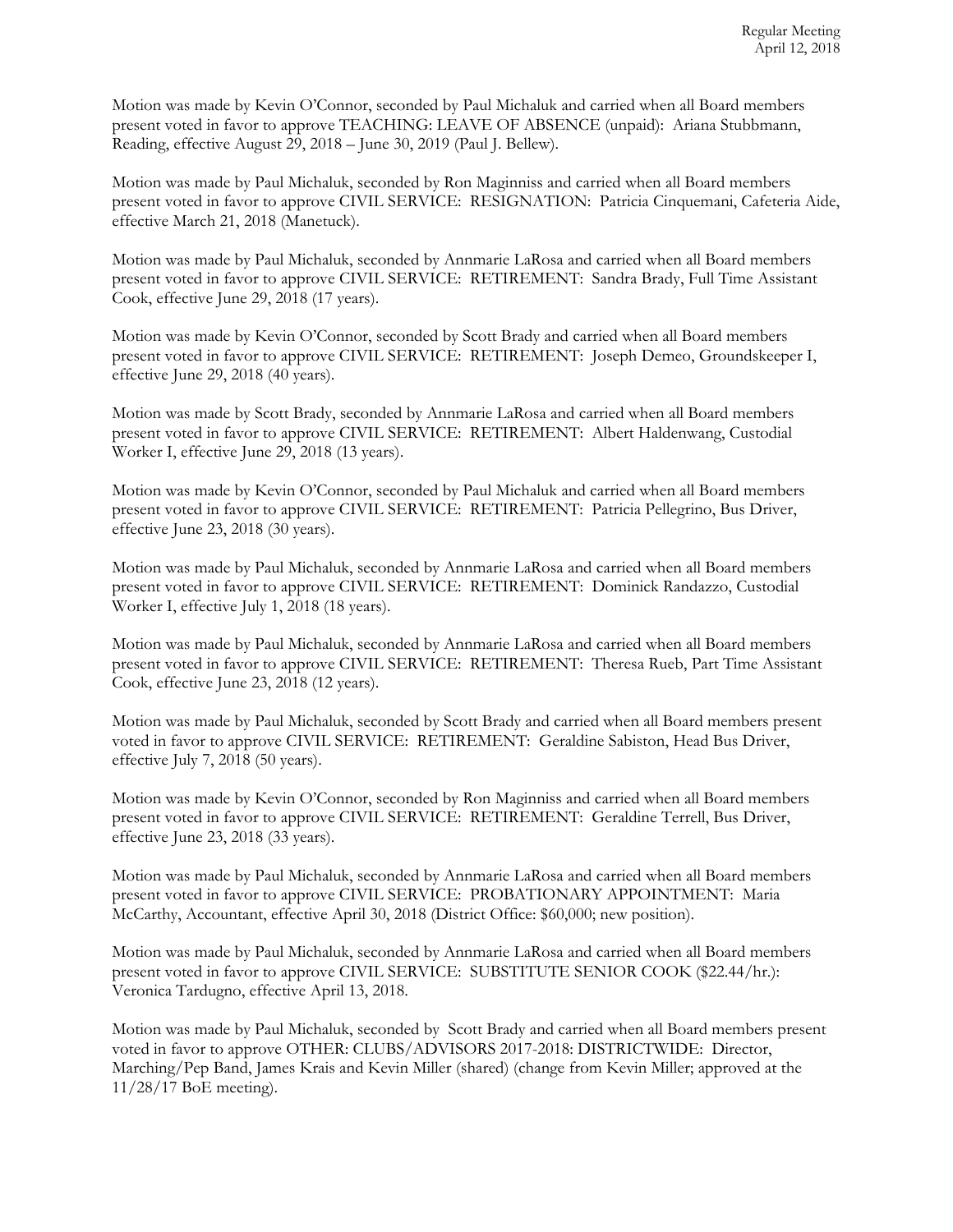Motion was made by Kevin O'Connor, seconded by Paul Michaluk and carried when all Board members present voted in favor to approve TEACHING: LEAVE OF ABSENCE (unpaid): Ariana Stubbmann, Reading, effective August 29, 2018 – June 30, 2019 (Paul J. Bellew).

Motion was made by Paul Michaluk, seconded by Ron Maginniss and carried when all Board members present voted in favor to approve CIVIL SERVICE: RESIGNATION: Patricia Cinquemani, Cafeteria Aide, effective March 21, 2018 (Manetuck).

Motion was made by Paul Michaluk, seconded by Annmarie LaRosa and carried when all Board members present voted in favor to approve CIVIL SERVICE: RETIREMENT: Sandra Brady, Full Time Assistant Cook, effective June 29, 2018 (17 years).

Motion was made by Kevin O'Connor, seconded by Scott Brady and carried when all Board members present voted in favor to approve CIVIL SERVICE: RETIREMENT: Joseph Demeo, Groundskeeper I, effective June 29, 2018 (40 years).

Motion was made by Scott Brady, seconded by Annmarie LaRosa and carried when all Board members present voted in favor to approve CIVIL SERVICE: RETIREMENT: Albert Haldenwang, Custodial Worker I, effective June 29, 2018 (13 years).

Motion was made by Kevin O'Connor, seconded by Paul Michaluk and carried when all Board members present voted in favor to approve CIVIL SERVICE: RETIREMENT: Patricia Pellegrino, Bus Driver, effective June 23, 2018 (30 years).

Motion was made by Paul Michaluk, seconded by Annmarie LaRosa and carried when all Board members present voted in favor to approve CIVIL SERVICE: RETIREMENT: Dominick Randazzo, Custodial Worker I, effective July 1, 2018 (18 years).

Motion was made by Paul Michaluk, seconded by Annmarie LaRosa and carried when all Board members present voted in favor to approve CIVIL SERVICE: RETIREMENT: Theresa Rueb, Part Time Assistant Cook, effective June 23, 2018 (12 years).

Motion was made by Paul Michaluk, seconded by Scott Brady and carried when all Board members present voted in favor to approve CIVIL SERVICE: RETIREMENT: Geraldine Sabiston, Head Bus Driver, effective July 7, 2018 (50 years).

Motion was made by Kevin O'Connor, seconded by Ron Maginniss and carried when all Board members present voted in favor to approve CIVIL SERVICE: RETIREMENT: Geraldine Terrell, Bus Driver, effective June 23, 2018 (33 years).

Motion was made by Paul Michaluk, seconded by Annmarie LaRosa and carried when all Board members present voted in favor to approve CIVIL SERVICE: PROBATIONARY APPOINTMENT: Maria McCarthy, Accountant, effective April 30, 2018 (District Office: $60,000; new position).

Motion was made by Paul Michaluk, seconded by Annmarie LaRosa and carried when all Board members present voted in favor to approve CIVIL SERVICE: SUBSTITUTE SENIOR COOK ($22.44/hr.): Veronica Tardugno, effective April 13, 2018.

Motion was made by Paul Michaluk, seconded by Scott Brady and carried when all Board members present voted in favor to approve OTHER: CLUBS/ADVISORS 2017-2018: DISTRICTWIDE: Director, Marching/Pep Band, James Krais and Kevin Miller (shared) (change from Kevin Miller; approved at the 11/28/17 BoE meeting).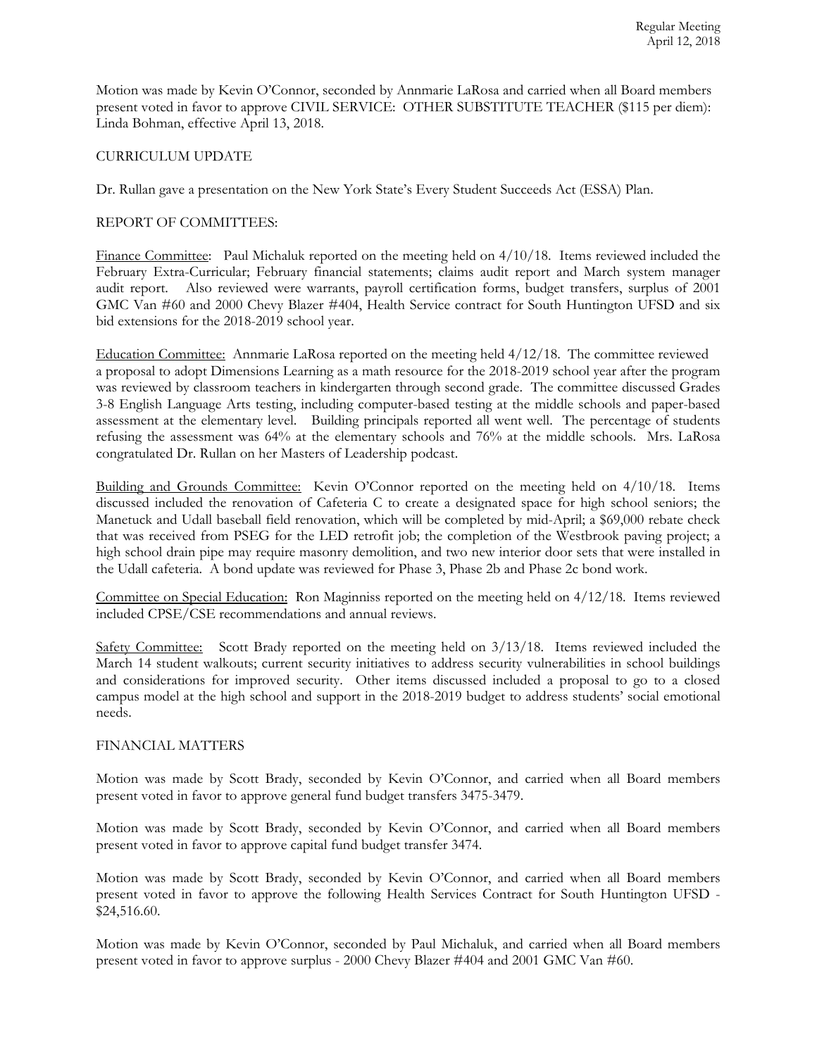Motion was made by Kevin O'Connor, seconded by Annmarie LaRosa and carried when all Board members present voted in favor to approve CIVIL SERVICE: OTHER SUBSTITUTE TEACHER ($115 per diem): Linda Bohman, effective April 13, 2018.

CURRICULUM UPDATE

Dr. Rullan gave a presentation on the New York State's Every Student Succeeds Act (ESSA) Plan.

REPORT OF COMMITTEES:

Finance Committee: Paul Michaluk reported on the meeting held on 4/10/18. Items reviewed included the February Extra-Curricular; February financial statements; claims audit report and March system manager audit report. Also reviewed were warrants, payroll certification forms, budget transfers, surplus of 2001 GMC Van #60 and 2000 Chevy Blazer #404, Health Service contract for South Huntington UFSD and six bid extensions for the 2018-2019 school year.

Education Committee: Annmarie LaRosa reported on the meeting held 4/12/18. The committee reviewed a proposal to adopt Dimensions Learning as a math resource for the 2018-2019 school year after the program was reviewed by classroom teachers in kindergarten through second grade. The committee discussed Grades 3-8 English Language Arts testing, including computer-based testing at the middle schools and paper-based assessment at the elementary level. Building principals reported all went well. The percentage of students refusing the assessment was 64% at the elementary schools and 76% at the middle schools. Mrs. LaRosa congratulated Dr. Rullan on her Masters of Leadership podcast.

Building and Grounds Committee: Kevin O'Connor reported on the meeting held on 4/10/18. Items discussed included the renovation of Cafeteria C to create a designated space for high school seniors; the Manetuck and Udall baseball field renovation, which will be completed by mid-April; a $69,000 rebate check that was received from PSEG for the LED retrofit job; the completion of the Westbrook paving project; a high school drain pipe may require masonry demolition, and two new interior door sets that were installed in the Udall cafeteria. A bond update was reviewed for Phase 3, Phase 2b and Phase 2c bond work.

Committee on Special Education: Ron Maginniss reported on the meeting held on 4/12/18. Items reviewed included CPSE/CSE recommendations and annual reviews.

Safety Committee: Scott Brady reported on the meeting held on 3/13/18. Items reviewed included the March 14 student walkouts; current security initiatives to address security vulnerabilities in school buildings and considerations for improved security. Other items discussed included a proposal to go to a closed campus model at the high school and support in the 2018-2019 budget to address students' social emotional needs.

FINANCIAL MATTERS

Motion was made by Scott Brady, seconded by Kevin O'Connor, and carried when all Board members present voted in favor to approve general fund budget transfers 3475-3479.

Motion was made by Scott Brady, seconded by Kevin O'Connor, and carried when all Board members present voted in favor to approve capital fund budget transfer 3474.

Motion was made by Scott Brady, seconded by Kevin O'Connor, and carried when all Board members present voted in favor to approve the following Health Services Contract for South Huntington UFSD - $24,516.60.

Motion was made by Kevin O'Connor, seconded by Paul Michaluk, and carried when all Board members present voted in favor to approve surplus - 2000 Chevy Blazer #404 and 2001 GMC Van #60.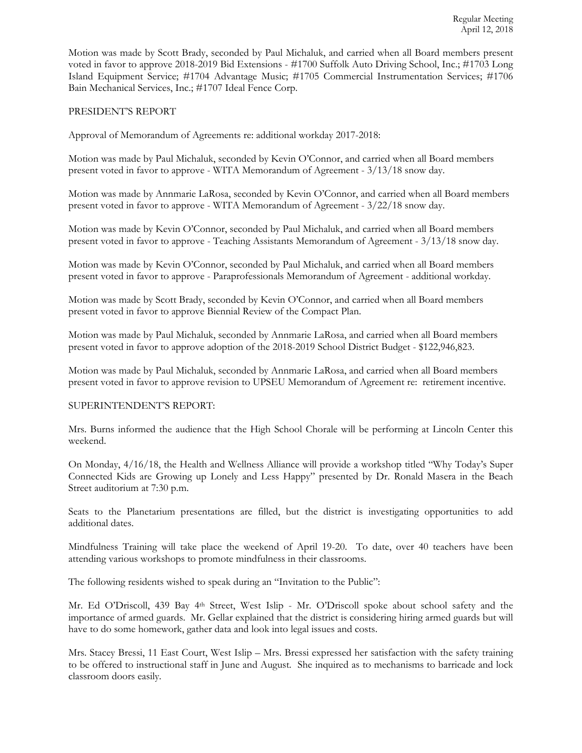Motion was made by Scott Brady, seconded by Paul Michaluk, and carried when all Board members present voted in favor to approve 2018-2019 Bid Extensions - #1700 Suffolk Auto Driving School, Inc.; #1703 Long Island Equipment Service; #1704 Advantage Music; #1705 Commercial Instrumentation Services; #1706 Bain Mechanical Services, Inc.; #1707 Ideal Fence Corp.

PRESIDENT'S REPORT

Approval of Memorandum of Agreements re: additional workday 2017-2018:

Motion was made by Paul Michaluk, seconded by Kevin O'Connor, and carried when all Board members present voted in favor to approve - WITA Memorandum of Agreement - 3/13/18 snow day.

Motion was made by Annmarie LaRosa, seconded by Kevin O'Connor, and carried when all Board members present voted in favor to approve - WITA Memorandum of Agreement - 3/22/18 snow day.

Motion was made by Kevin O'Connor, seconded by Paul Michaluk, and carried when all Board members present voted in favor to approve - Teaching Assistants Memorandum of Agreement - 3/13/18 snow day.

Motion was made by Kevin O'Connor, seconded by Paul Michaluk, and carried when all Board members present voted in favor to approve - Paraprofessionals Memorandum of Agreement - additional workday.

Motion was made by Scott Brady, seconded by Kevin O'Connor, and carried when all Board members present voted in favor to approve Biennial Review of the Compact Plan.

Motion was made by Paul Michaluk, seconded by Annmarie LaRosa, and carried when all Board members present voted in favor to approve adoption of the 2018-2019 School District Budget - $122,946,823.

Motion was made by Paul Michaluk, seconded by Annmarie LaRosa, and carried when all Board members present voted in favor to approve revision to UPSEU Memorandum of Agreement re: retirement incentive.

SUPERINTENDENT'S REPORT:

Mrs. Burns informed the audience that the High School Chorale will be performing at Lincoln Center this weekend.

On Monday, 4/16/18, the Health and Wellness Alliance will provide a workshop titled "Why Today's Super Connected Kids are Growing up Lonely and Less Happy" presented by Dr. Ronald Masera in the Beach Street auditorium at 7:30 p.m.

Seats to the Planetarium presentations are filled, but the district is investigating opportunities to add additional dates.

Mindfulness Training will take place the weekend of April 19-20. To date, over 40 teachers have been attending various workshops to promote mindfulness in their classrooms.

The following residents wished to speak during an "Invitation to the Public":

Mr. Ed O'Driscoll, 439 Bay 4th Street, West Islip - Mr. O'Driscoll spoke about school safety and the importance of armed guards. Mr. Gellar explained that the district is considering hiring armed guards but will have to do some homework, gather data and look into legal issues and costs.

Mrs. Stacey Bressi, 11 East Court, West Islip – Mrs. Bressi expressed her satisfaction with the safety training to be offered to instructional staff in June and August. She inquired as to mechanisms to barricade and lock classroom doors easily.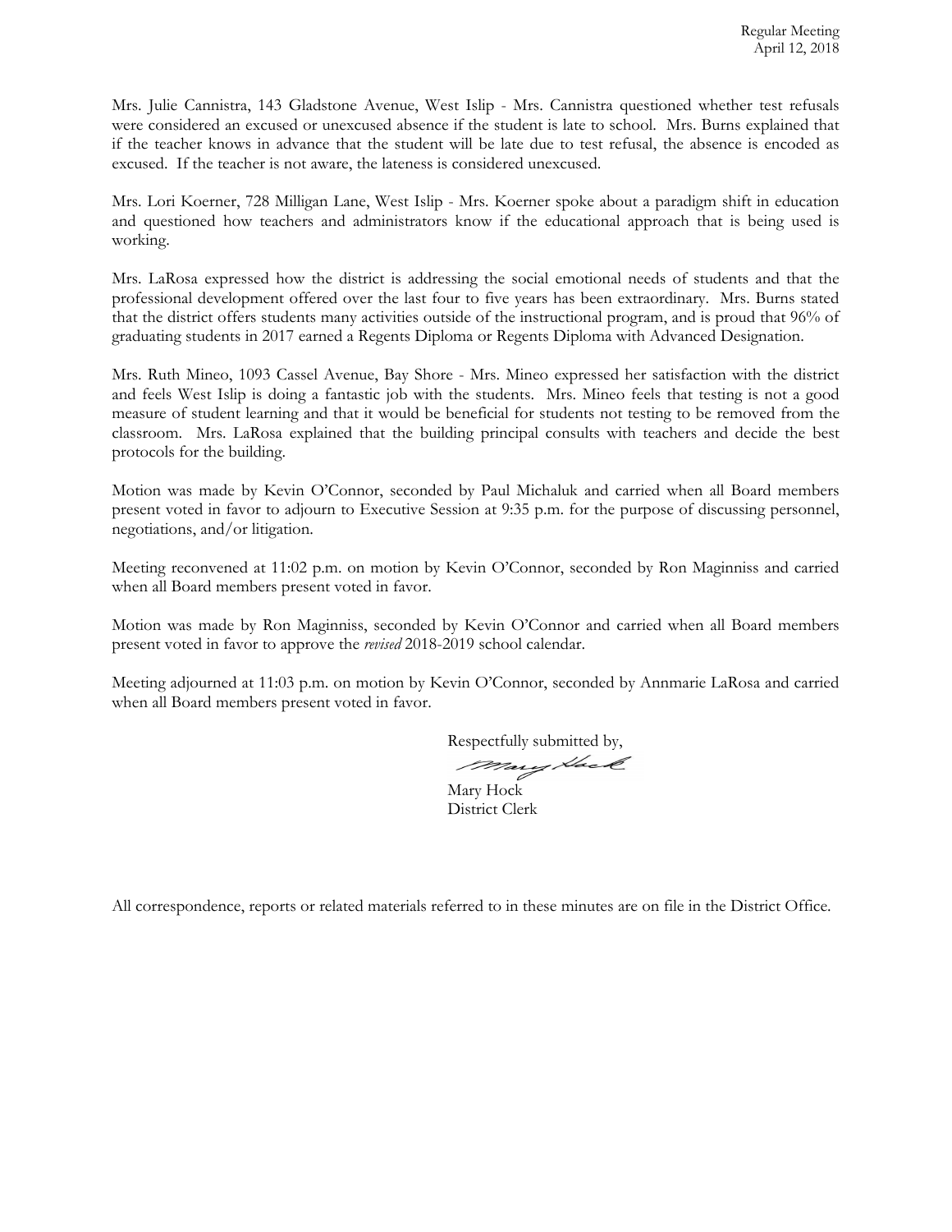Mrs. Julie Cannistra, 143 Gladstone Avenue, West Islip - Mrs. Cannistra questioned whether test refusals were considered an excused or unexcused absence if the student is late to school. Mrs. Burns explained that if the teacher knows in advance that the student will be late due to test refusal, the absence is encoded as excused. If the teacher is not aware, the lateness is considered unexcused.

Mrs. Lori Koerner, 728 Milligan Lane, West Islip - Mrs. Koerner spoke about a paradigm shift in education and questioned how teachers and administrators know if the educational approach that is being used is working.

Mrs. LaRosa expressed how the district is addressing the social emotional needs of students and that the professional development offered over the last four to five years has been extraordinary. Mrs. Burns stated that the district offers students many activities outside of the instructional program, and is proud that 96% of graduating students in 2017 earned a Regents Diploma or Regents Diploma with Advanced Designation.

Mrs. Ruth Mineo, 1093 Cassel Avenue, Bay Shore - Mrs. Mineo expressed her satisfaction with the district and feels West Islip is doing a fantastic job with the students. Mrs. Mineo feels that testing is not a good measure of student learning and that it would be beneficial for students not testing to be removed from the classroom. Mrs. LaRosa explained that the building principal consults with teachers and decide the best protocols for the building.

Motion was made by Kevin O'Connor, seconded by Paul Michaluk and carried when all Board members present voted in favor to adjourn to Executive Session at 9:35 p.m. for the purpose of discussing personnel, negotiations, and/or litigation.

Meeting reconvened at 11:02 p.m. on motion by Kevin O'Connor, seconded by Ron Maginniss and carried when all Board members present voted in favor.

Motion was made by Ron Maginniss, seconded by Kevin O'Connor and carried when all Board members present voted in favor to approve the *revised* 2018-2019 school calendar.

Meeting adjourned at 11:03 p.m. on motion by Kevin O'Connor, seconded by Annmarie LaRosa and carried when all Board members present voted in favor.

Respectfully submitted by,

Mary Hock

Mary Hock
District Clerk

All correspondence, reports or related materials referred to in these minutes are on file in the District Office.